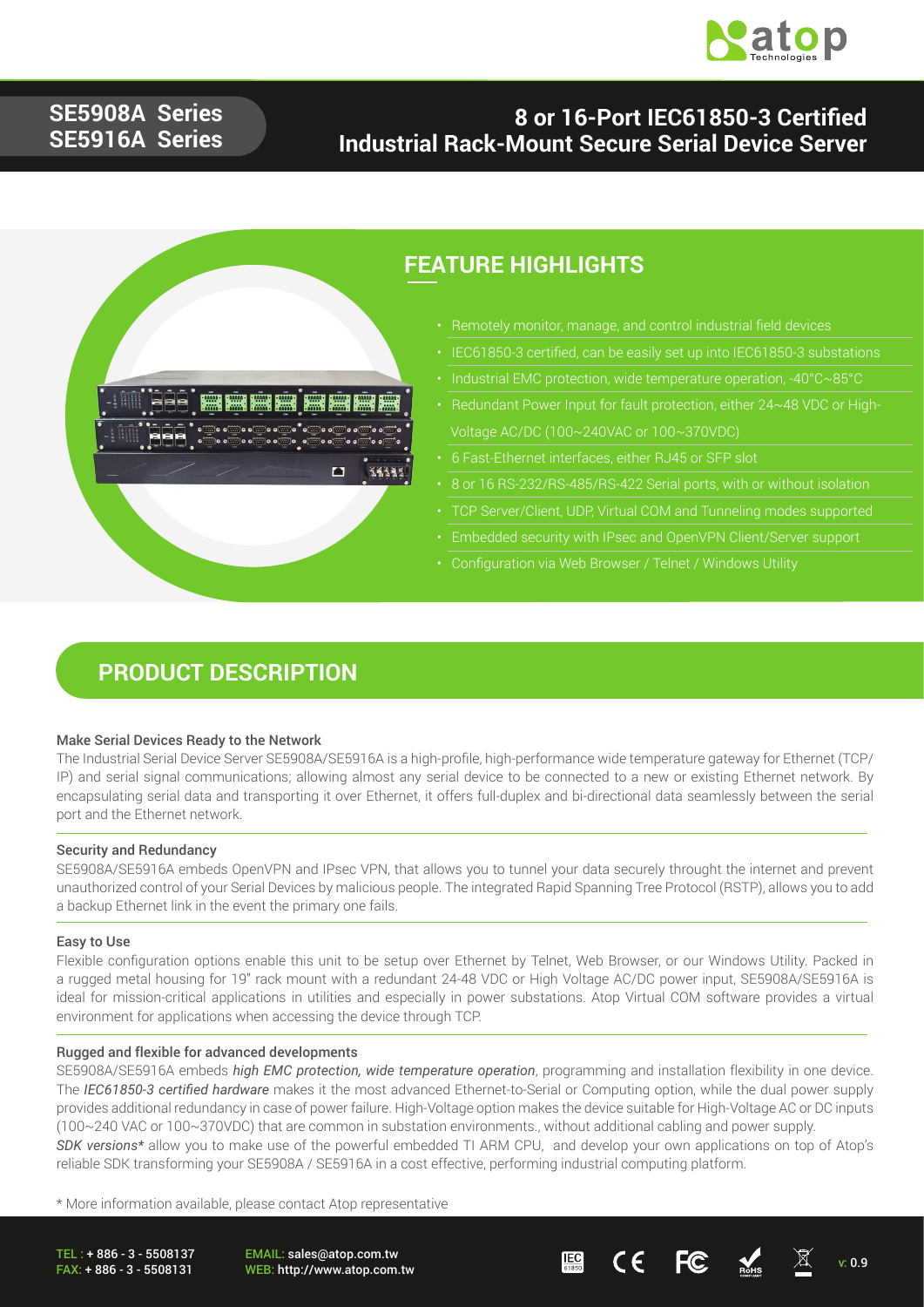**SE5908A Series**
**SE5916A Series**

# 8 or 16-Port IEC61850-3 Certified Industrial Rack-Mount Secure Serial Device Server

## FEATURE HIGHLIGHTS

- Remotely monitor, manage, and control industrial field devices
- IEC61850-3 certified, can be easily set up into IEC61850-3 substations
- Industrial EMC protection, wide temperature operation, -40°C~85°C
- Redundant Power Input for fault protection, either 24~48 VDC or High-Voltage AC/DC (100~240VAC or 100~370VDC)
- 6 Fast-Ethernet interfaces, either RJ45 or SFP slot
- 8 or 16 RS-232/RS-485/RS-422 Serial ports, with or without isolation
- TCP Server/Client, UDP, Virtual COM and Tunneling modes supported
- Embedded security with IPsec and OpenVPN Client/Server support
- Configuration via Web Browser / Telnet / Windows Utility

## PRODUCT DESCRIPTION

### Make Serial Devices Ready to the Network

The Industrial Serial Device Server SE5908A/SE5916A is a high-profile, high-performance wide temperature gateway for Ethernet (TCP/IP) and serial signal communications; allowing almost any serial device to be connected to a new or existing Ethernet network. By encapsulating serial data and transporting it over Ethernet, it offers full-duplex and bi-directional data seamlessly between the serial port and the Ethernet network.

### Security and Redundancy

SE5908A/SE5916A embeds OpenVPN and IPsec VPN, that allows you to tunnel your data securely throught the internet and prevent unauthorized control of your Serial Devices by malicious people. The integrated Rapid Spanning Tree Protocol (RSTP), allows you to add a backup Ethernet link in the event the primary one fails.

### Easy to Use

Flexible configuration options enable this unit to be setup over Ethernet by Telnet, Web Browser, or our Windows Utility. Packed in a rugged metal housing for 19" rack mount with a redundant 24-48 VDC or High Voltage AC/DC power input, SE5908A/SE5916A is ideal for mission-critical applications in utilities and especially in power substations. Atop Virtual COM software provides a virtual environment for applications when accessing the device through TCP.

### Rugged and flexible for advanced developments

SE5908A/SE5916A embeds *high EMC protection, wide temperature operation*, programming and installation flexibility in one device. The *IEC61850-3 certified hardware* makes it the most advanced Ethernet-to-Serial or Computing option, while the dual power supply provides additional redundancy in case of power failure. High-Voltage option makes the device suitable for High-Voltage AC or DC inputs (100~240 VAC or 100~370VDC) that are common in substation environments., without additional cabling and power supply.

*SDK versions** allow you to make use of the powerful embedded TI ARM CPU, and develop your own applications on top of Atop's reliable SDK transforming your SE5908A / SE5916A in a cost effective, performing industrial computing platform.

* More information available, please contact Atop representative

TEL : + 886 - 3 - 5508137
FAX: + 886 - 3 - 5508131

EMAIL: sales@atop.com.tw
WEB: http://www.atop.com.tw

v: 0.9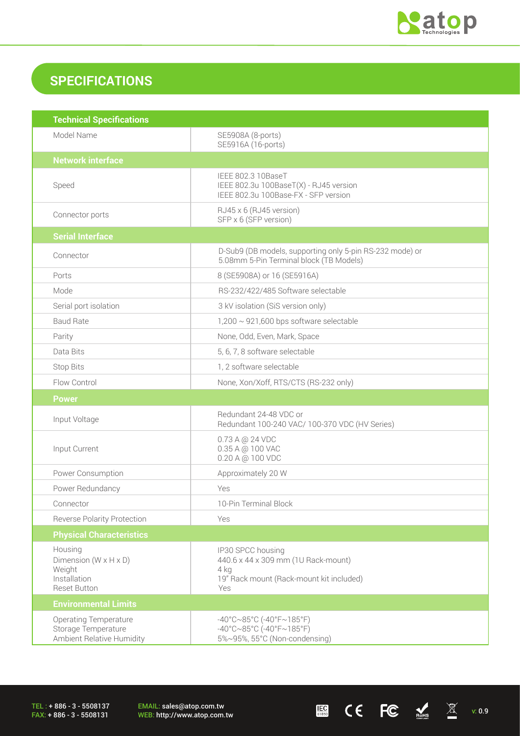# SPECIFICATIONS

| Technical Specifications | |
|---|---|
| Model Name | SE5908A (8-ports)<br>SE5916A (16-ports) |
| **Network interface** | |
| Speed | IEEE 802.3 10BaseT<br>IEEE 802.3u 100BaseT(X) - RJ45 version<br>IEEE 802.3u 100Base-FX - SFP version |
| Connector ports | RJ45 x 6 (RJ45 version)<br>SFP x 6 (SFP version) |
| **Serial Interface** | |
| Connector | D-Sub9 (DB models, supporting only 5-pin RS-232 mode) or<br>5.08mm 5-Pin Terminal block (TB Models) |
| Ports | 8 (SE5908A) or 16 (SE5916A) |
| Mode | RS-232/422/485 Software selectable |
| Serial port isolation | 3 kV isolation (SiS version only) |
| Baud Rate | 1,200 ~ 921,600 bps software selectable |
| Parity | None, Odd, Even, Mark, Space |
| Data Bits | 5, 6, 7, 8 software selectable |
| Stop Bits | 1, 2 software selectable |
| Flow Control | None, Xon/Xoff, RTS/CTS (RS-232 only) |
| **Power** | |
| Input Voltage | Redundant 24-48 VDC or<br>Redundant 100-240 VAC/ 100-370 VDC (HV Series) |
| Input Current | 0.73 A @ 24 VDC<br>0.35 A @ 100 VAC<br>0.20 A @ 100 VDC |
| Power Consumption | Approximately 20 W |
| Power Redundancy | Yes |
| Connector | 10-Pin Terminal Block |
| Reverse Polarity Protection | Yes |
| **Physical Characteristics** | |
| Housing<br>Dimension (W x H x D)<br>Weight<br>Installation<br>Reset Button | IP30 SPCC housing<br>440.6 x 44 x 309 mm (1U Rack-mount)<br>4 kg<br>19" Rack mount (Rack-mount kit included)<br>Yes |
| **Environmental Limits** | |
| Operating Temperature<br>Storage Temperature<br>Ambient Relative Humidity | -40°C~85°C (-40°F~185°F)<br>-40°C~85°C (-40°F~185°F)<br>5%~95%, 55°C (Non-condensing) |

TEL : + 886 - 3 - 5508137
FAX: + 886 - 3 - 5508131

EMAIL: sales@atop.com.tw
WEB: http://www.atop.com.tw

v: 0.9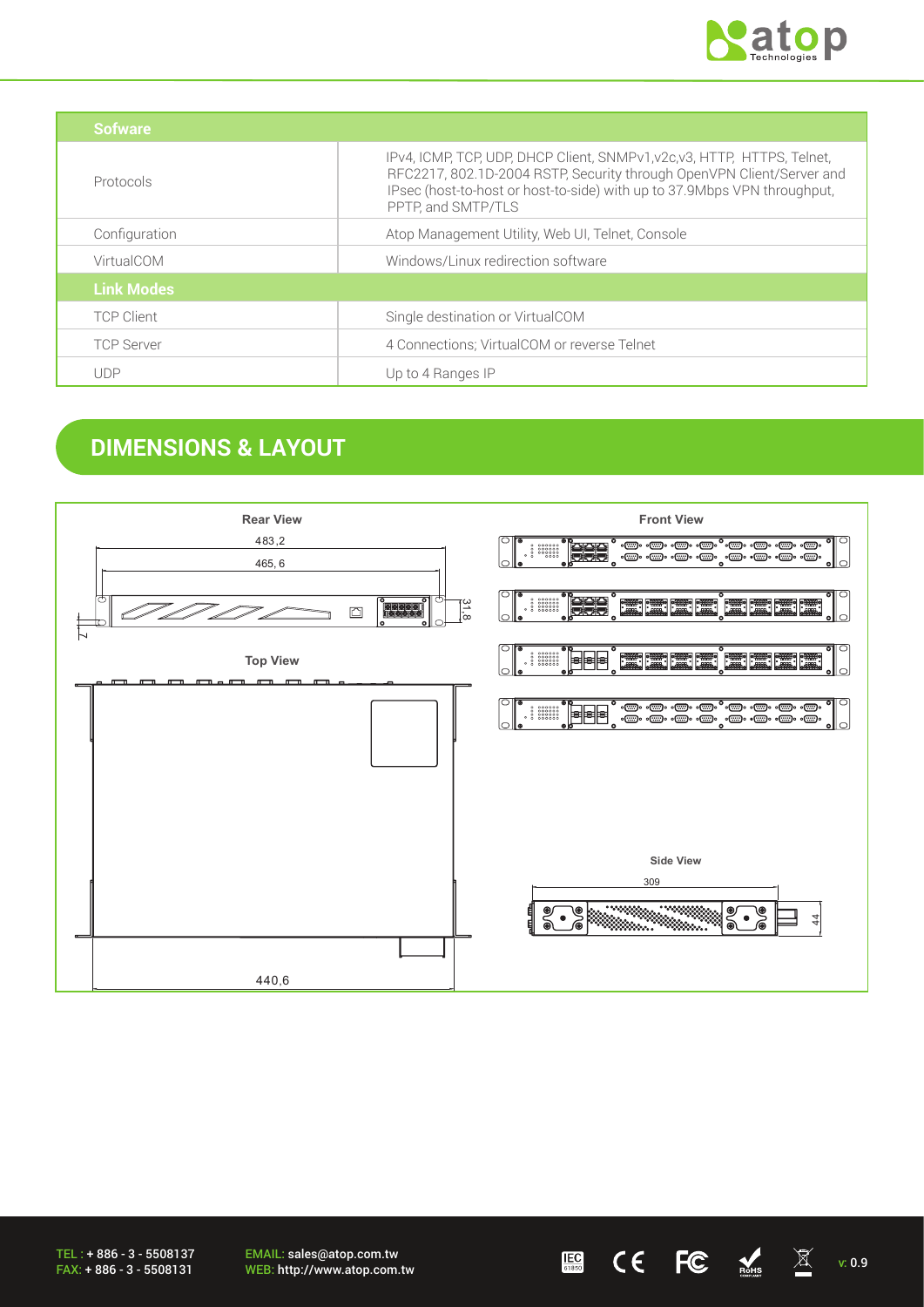| Sofware | |
|---|---|
| Protocols | IPv4, ICMP, TCP, UDP, DHCP Client, SNMPv1,v2c,v3, HTTP, HTTPS, Telnet, RFC2217, 802.1D-2004 RSTP, Security through OpenVPN Client/Server and IPsec (host-to-host or host-to-side) with up to 37.9Mbps VPN throughput, PPTP, and SMTP/TLS |
| Configuration | Atop Management Utility, Web UI, Telnet, Console |
| VirtualCOM | Windows/Linux redirection software |
| **Link Modes** | |
| TCP Client | Single destination or VirtualCOM |
| TCP Server | 4 Connections; VirtualCOM or reverse Telnet |
| UDP | Up to 4 Ranges IP |

## DIMENSIONS & LAYOUT

**Rear View**

483,2

465, 6

31.8

7.1

**Front View**

**Top View**

440,6

**Side View**

309

44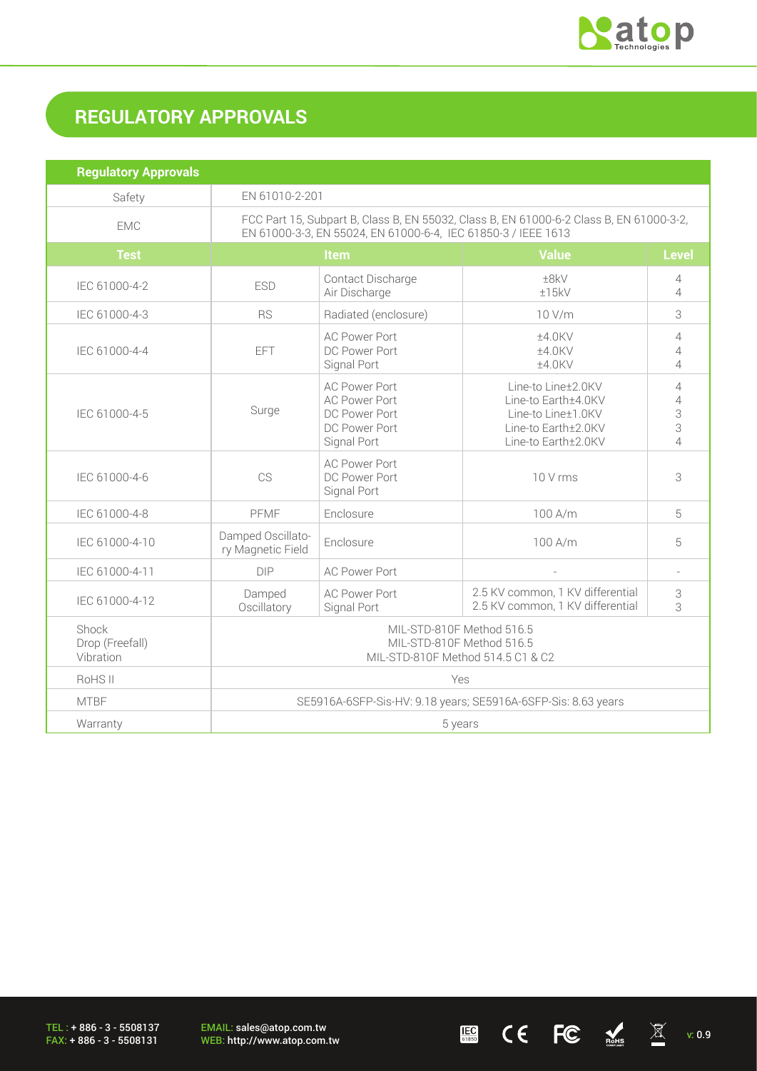# REGULATORY APPROVALS

| Regulatory Approvals | | | | |
|---|---|---|---|---|
| Safety | EN 61010-2-201 | | | |
| EMC | FCC Part 15, Subpart B, Class B, EN 55032, Class B, EN 61000-6-2 Class B, EN 61000-3-2, EN 61000-3-3, EN 55024, EN 61000-6-4, IEC 61850-3 / IEEE 1613 | | | |
| **Test** | **Item** | | **Value** | **Level** |
| IEC 61000-4-2 | ESD | Contact Discharge<br>Air Discharge | ±8kV<br>±15kV | 4<br>4 |
| IEC 61000-4-3 | RS | Radiated (enclosure) | 10 V/m | 3 |
| IEC 61000-4-4 | EFT | AC Power Port<br>DC Power Port<br>Signal Port | ±4.0KV<br>±4.0KV<br>±4.0KV | 4<br>4<br>4 |
| IEC 61000-4-5 | Surge | AC Power Port<br>AC Power Port<br>DC Power Port<br>DC Power Port<br>Signal Port | Line-to Line±2.0KV<br>Line-to Earth±4.0KV<br>Line-to Line±1.0KV<br>Line-to Earth±2.0KV<br>Line-to Earth±2.0KV | 4<br>4<br>3<br>3<br>4 |
| IEC 61000-4-6 | CS | AC Power Port<br>DC Power Port<br>Signal Port | 10 V rms | 3 |
| IEC 61000-4-8 | PFMF | Enclosure | 100 A/m | 5 |
| IEC 61000-4-10 | Damped Oscillatory Magnetic Field | Enclosure | 100 A/m | 5 |
| IEC 61000-4-11 | DIP | AC Power Port | - | - |
| IEC 61000-4-12 | Damped Oscillatory | AC Power Port<br>Signal Port | 2.5 KV common, 1 KV differential<br>2.5 KV common, 1 KV differential | 3<br>3 |
| Shock<br>Drop (Freefall)<br>Vibration | MIL-STD-810F Method 516.5<br>MIL-STD-810F Method 516.5<br>MIL-STD-810F Method 514.5 C1 & C2 | | | |
| RoHS II | Yes | | | |
| MTBF | SE5916A-6SFP-Sis-HV: 9.18 years; SE5916A-6SFP-Sis: 8.63 years | | | |
| Warranty | 5 years | | | |

TEL : + 886 - 3 - 5508137
FAX: + 886 - 3 - 5508131

EMAIL: sales@atop.com.tw
WEB: http://www.atop.com.tw

v: 0.9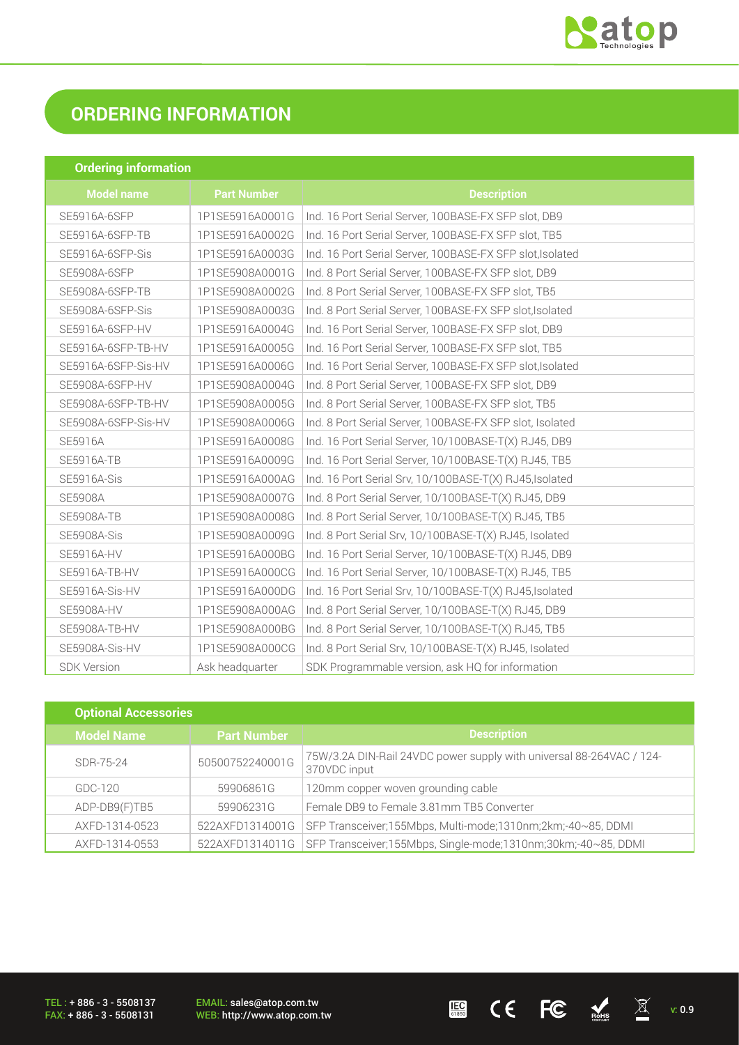# ORDERING INFORMATION

| Ordering information | | |
|---|---|---|
| **Model name** | **Part Number** | **Description** |
| SE5916A-6SFP | 1P1SE5916A0001G | Ind. 16 Port Serial Server, 100BASE-FX SFP slot, DB9 |
| SE5916A-6SFP-TB | 1P1SE5916A0002G | Ind. 16 Port Serial Server, 100BASE-FX SFP slot, TB5 |
| SE5916A-6SFP-Sis | 1P1SE5916A0003G | Ind. 16 Port Serial Server, 100BASE-FX SFP slot,Isolated |
| SE5908A-6SFP | 1P1SE5908A0001G | Ind. 8 Port Serial Server, 100BASE-FX SFP slot, DB9 |
| SE5908A-6SFP-TB | 1P1SE5908A0002G | Ind. 8 Port Serial Server, 100BASE-FX SFP slot, TB5 |
| SE5908A-6SFP-Sis | 1P1SE5908A0003G | Ind. 8 Port Serial Server, 100BASE-FX SFP slot,Isolated |
| SE5916A-6SFP-HV | 1P1SE5916A0004G | Ind. 16 Port Serial Server, 100BASE-FX SFP slot, DB9 |
| SE5916A-6SFP-TB-HV | 1P1SE5916A0005G | Ind. 16 Port Serial Server, 100BASE-FX SFP slot, TB5 |
| SE5916A-6SFP-Sis-HV | 1P1SE5916A0006G | Ind. 16 Port Serial Server, 100BASE-FX SFP slot,Isolated |
| SE5908A-6SFP-HV | 1P1SE5908A0004G | Ind. 8 Port Serial Server, 100BASE-FX SFP slot, DB9 |
| SE5908A-6SFP-TB-HV | 1P1SE5908A0005G | Ind. 8 Port Serial Server, 100BASE-FX SFP slot, TB5 |
| SE5908A-6SFP-Sis-HV | 1P1SE5908A0006G | Ind. 8 Port Serial Server, 100BASE-FX SFP slot, Isolated |
| SE5916A | 1P1SE5916A0008G | Ind. 16 Port Serial Server, 10/100BASE-T(X) RJ45, DB9 |
| SE5916A-TB | 1P1SE5916A0009G | Ind. 16 Port Serial Server, 10/100BASE-T(X) RJ45, TB5 |
| SE5916A-Sis | 1P1SE5916A000AG | Ind. 16 Port Serial Srv, 10/100BASE-T(X) RJ45,Isolated |
| SE5908A | 1P1SE5908A0007G | Ind. 8 Port Serial Server, 10/100BASE-T(X) RJ45, DB9 |
| SE5908A-TB | 1P1SE5908A0008G | Ind. 8 Port Serial Server, 10/100BASE-T(X) RJ45, TB5 |
| SE5908A-Sis | 1P1SE5908A0009G | Ind. 8 Port Serial Srv, 10/100BASE-T(X) RJ45, Isolated |
| SE5916A-HV | 1P1SE5916A000BG | Ind. 16 Port Serial Server, 10/100BASE-T(X) RJ45, DB9 |
| SE5916A-TB-HV | 1P1SE5916A000CG | Ind. 16 Port Serial Server, 10/100BASE-T(X) RJ45, TB5 |
| SE5916A-Sis-HV | 1P1SE5916A000DG | Ind. 16 Port Serial Srv, 10/100BASE-T(X) RJ45,Isolated |
| SE5908A-HV | 1P1SE5908A000AG | Ind. 8 Port Serial Server, 10/100BASE-T(X) RJ45, DB9 |
| SE5908A-TB-HV | 1P1SE5908A000BG | Ind. 8 Port Serial Server, 10/100BASE-T(X) RJ45, TB5 |
| SE5908A-Sis-HV | 1P1SE5908A000CG | Ind. 8 Port Serial Srv, 10/100BASE-T(X) RJ45, Isolated |
| SDK Version | Ask headquarter | SDK Programmable version, ask HQ for information |

| Optional Accessories | | |
|---|---|---|
| **Model Name** | **Part Number** | **Description** |
| SDR-75-24 | 50500752240001G | 75W/3.2A DIN-Rail 24VDC power supply with universal 88-264VAC / 124-370VDC input |
| GDC-120 | 59906861G | 120mm copper woven grounding cable |
| ADP-DB9(F)TB5 | 59906231G | Female DB9 to Female 3.81mm TB5 Converter |
| AXFD-1314-0523 | 522AXFD1314001G | SFP Transceiver;155Mbps, Multi-mode;1310nm;2km;-40~85, DDMI |
| AXFD-1314-0553 | 522AXFD1314011G | SFP Transceiver;155Mbps, Single-mode;1310nm;30km;-40~85, DDMI |

TEL : + 886 - 3 - 5508137
FAX: + 886 - 3 - 5508131

EMAIL: sales@atop.com.tw
WEB: http://www.atop.com.tw

v: 0.9